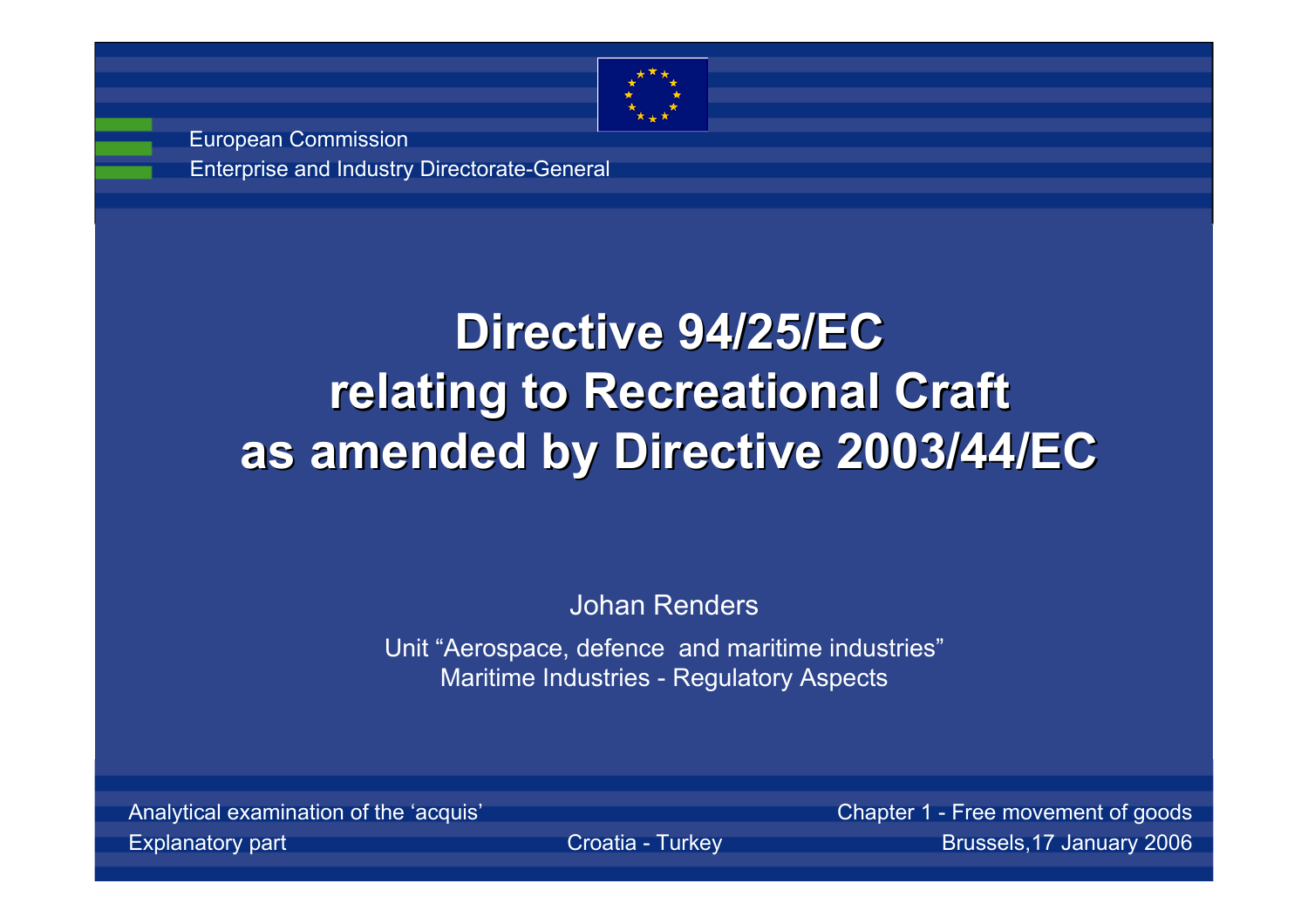European Commission

Enterprise and Industry Directorate-General

# Directive 94/25/EC relating to Recreational Craft as amended by Directive 2003/44/EC

Johan Renders

Unit “Aerospace, defence and maritime industries”
Maritime Industries - Regulatory Aspects

Analytical examination of the ‘acquis’

Explanatory part

Croatia - Turkey

Chapter 1 - Free movement of goods

Brussels, 17 January 2006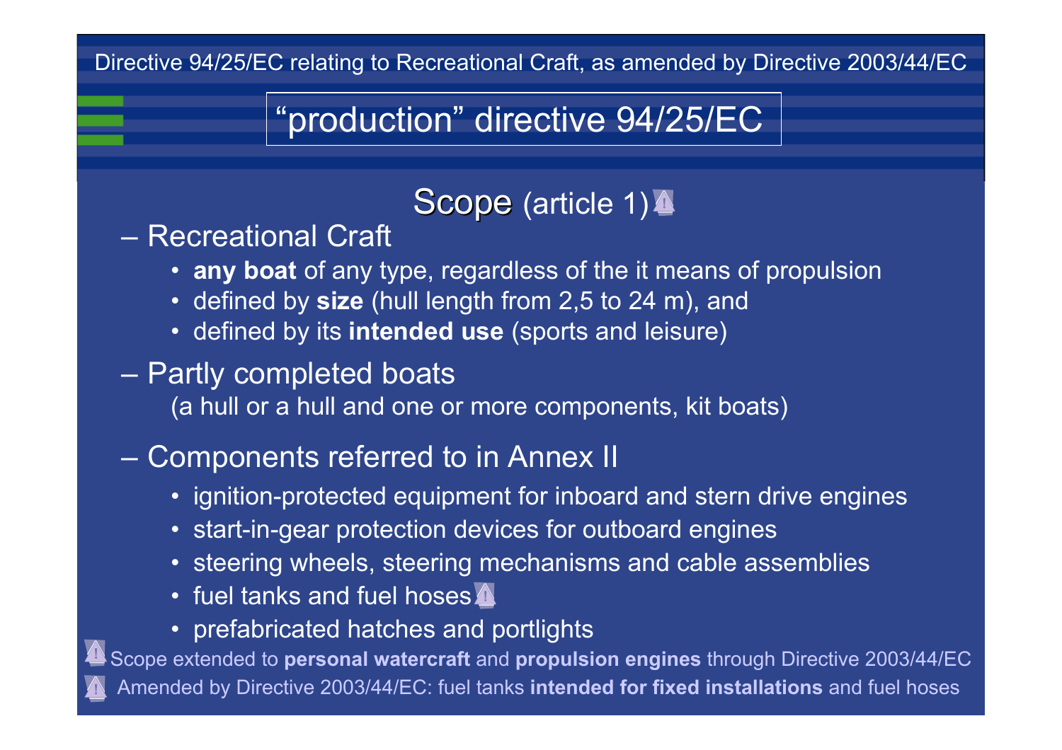# "production" directive 94/25/EC

## Scope (article 1) ⚠

– Recreational Craft

- **any boat** of any type, regardless of the it means of propulsion
- defined by **size** (hull length from 2,5 to 24 m), and
- defined by its **intended use** (sports and leisure)

– Partly completed boats

(a hull or a hull and one or more components, kit boats)

– Components referred to in Annex II

- ignition-protected equipment for inboard and stern drive engines
- start-in-gear protection devices for outboard engines
- steering wheels, steering mechanisms and cable assemblies
- fuel tanks and fuel hoses ⚠
- prefabricated hatches and portlights

⚠ Scope extended to **personal watercraft** and **propulsion engines** through Directive 2003/44/EC

⚠ Amended by Directive 2003/44/EC: fuel tanks **intended for fixed installations** and fuel hoses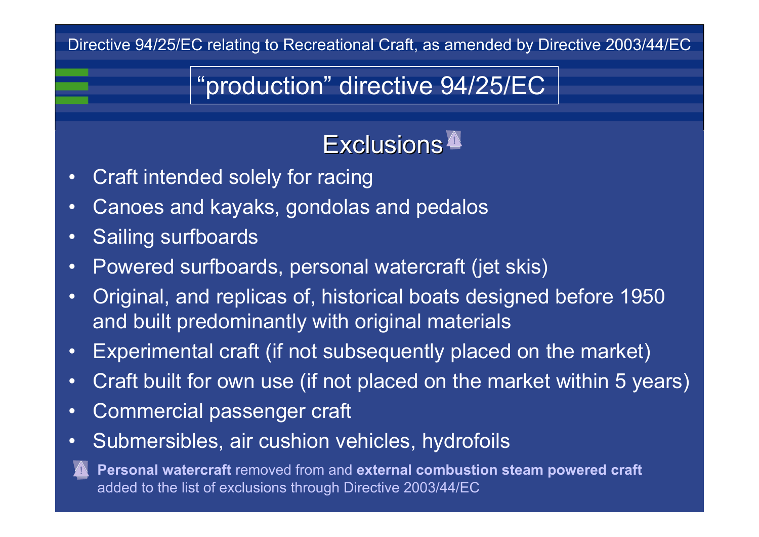## "production" directive 94/25/EC

### Exclusions

- Craft intended solely for racing
- Canoes and kayaks, gondolas and pedalos
- Sailing surfboards
- Powered surfboards, personal watercraft (jet skis)
- Original, and replicas of, historical boats designed before 1950 and built predominantly with original materials
- Experimental craft (if not subsequently placed on the market)
- Craft built for own use (if not placed on the market within 5 years)
- Commercial passenger craft
- Submersibles, air cushion vehicles, hydrofoils

**Personal watercraft** removed from and **external combustion steam powered craft** added to the list of exclusions through Directive 2003/44/EC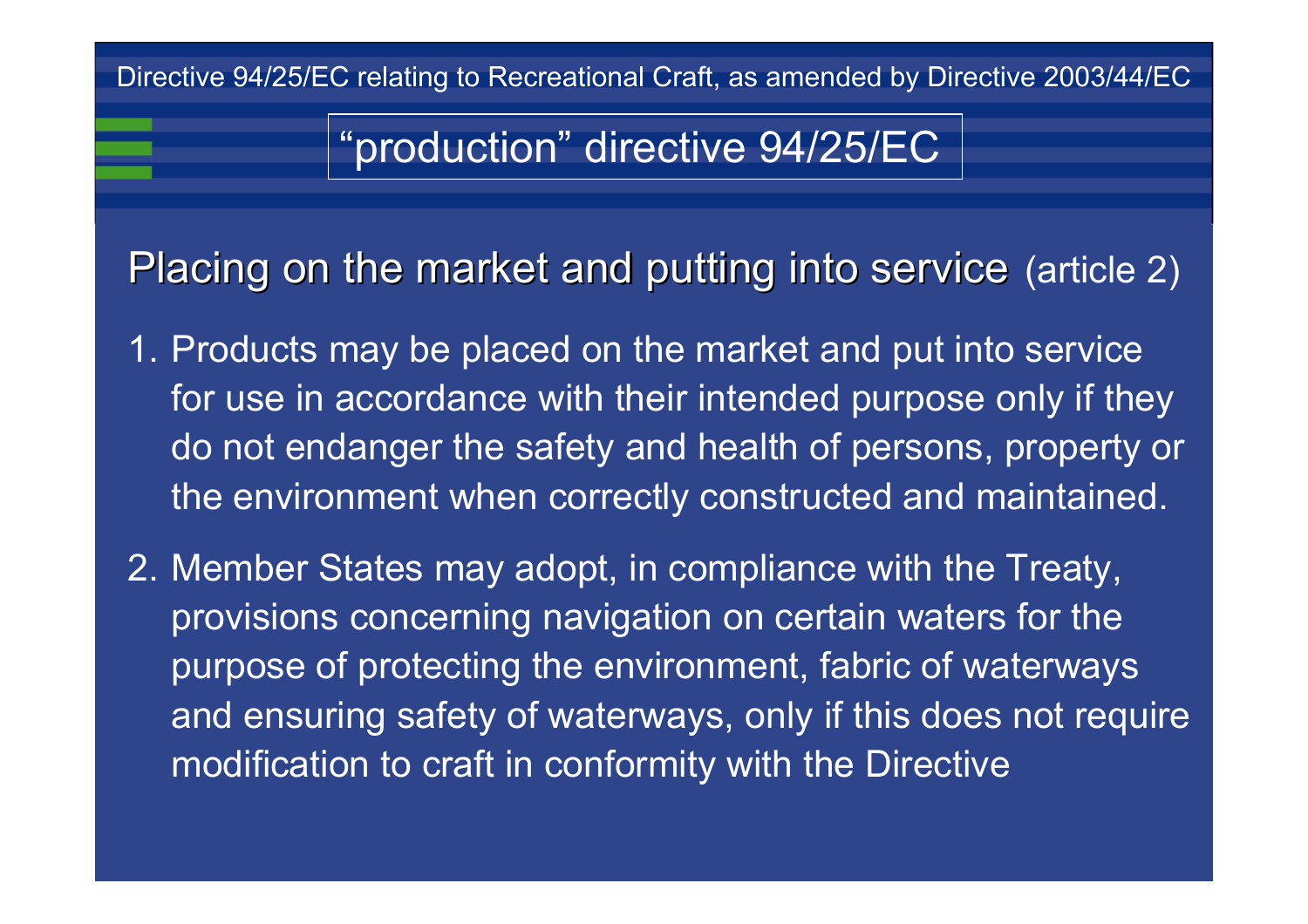## “production” directive 94/25/EC

### Placing on the market and putting into service (article 2)

1. Products may be placed on the market and put into service for use in accordance with their intended purpose only if they do not endanger the safety and health of persons, property or the environment when correctly constructed and maintained.

2. Member States may adopt, in compliance with the Treaty, provisions concerning navigation on certain waters for the purpose of protecting the environment, fabric of waterways and ensuring safety of waterways, only if this does not require modification to craft in conformity with the Directive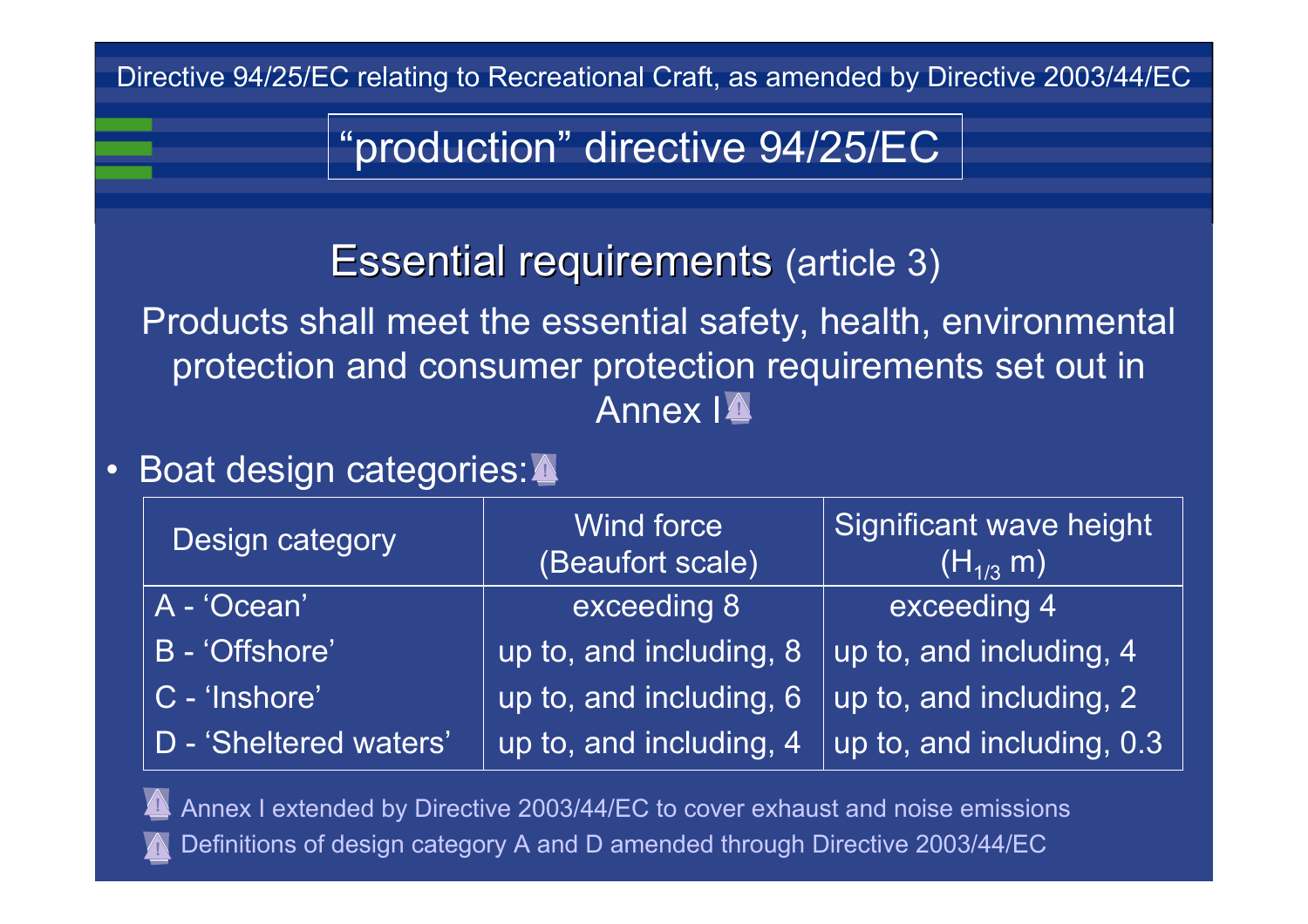Directive 94/25/EC relating to Recreational Craft, as amended by Directive 2003/44/EC

# "production" directive 94/25/EC

## Essential requirements (article 3)

Products shall meet the essential safety, health, environmental protection and consumer protection requirements set out in Annex I ⚠

- Boat design categories: ⚠

| Design category | Wind force (Beaufort scale) | Significant wave height ($H_{1/3}$ m) |
|---|---|---|
| A - 'Ocean' | exceeding 8 | exceeding 4 |
| B - 'Offshore' | up to, and including, 8 | up to, and including, 4 |
| C - 'Inshore' | up to, and including, 6 | up to, and including, 2 |
| D - 'Sheltered waters' | up to, and including, 4 | up to, and including, 0.3 |

⚠ Annex I extended by Directive 2003/44/EC to cover exhaust and noise emissions

⚠ Definitions of design category A and D amended through Directive 2003/44/EC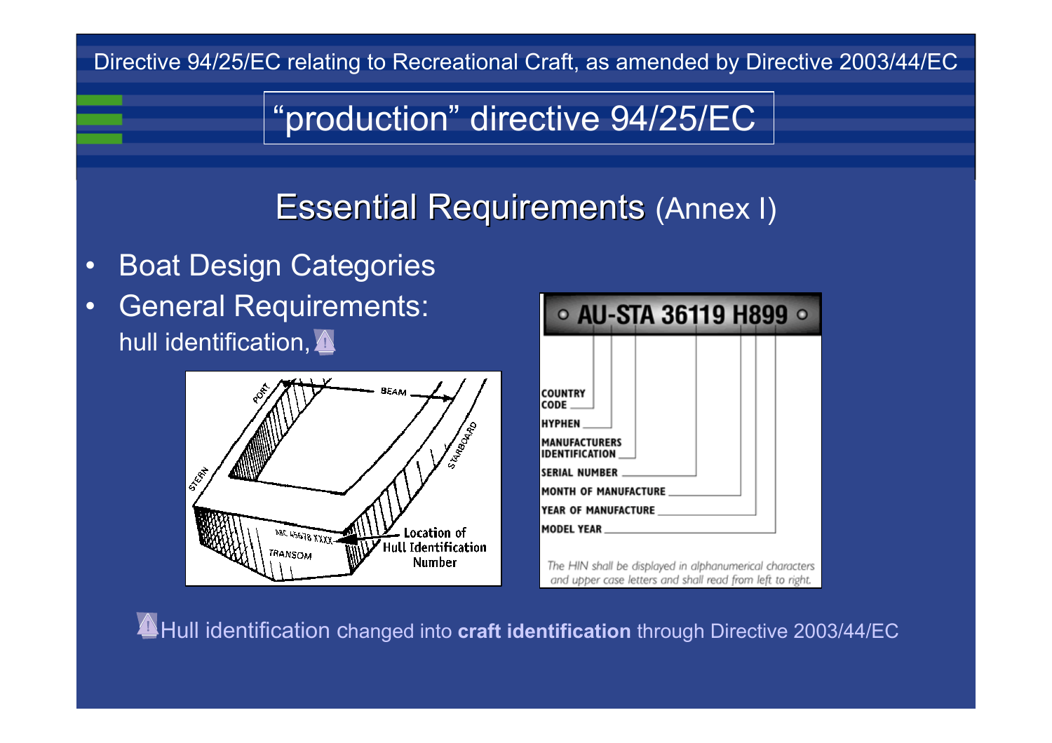Directive 94/25/EC relating to Recreational Craft, as amended by Directive 2003/44/EC

# "production" directive 94/25/EC

## Essential Requirements (Annex I)

- Boat Design Categories
- General Requirements:
  hull identification, ⚠

STERN

PORT

BEAM

STARBOARD

TRANSOM

ABC 45678 XXXX

Location of Hull Identification Number

AU-STA 36119 H899

- COUNTRY CODE
- HYPHEN
- MANUFACTURERS IDENTIFICATION
- SERIAL NUMBER
- MONTH OF MANUFACTURE
- YEAR OF MANUFACTURE
- MODEL YEAR

*The HIN shall be displayed in alphanumerical characters and upper case letters and shall read from left to right.*

⚠ Hull identification changed into **craft identification** through Directive 2003/44/EC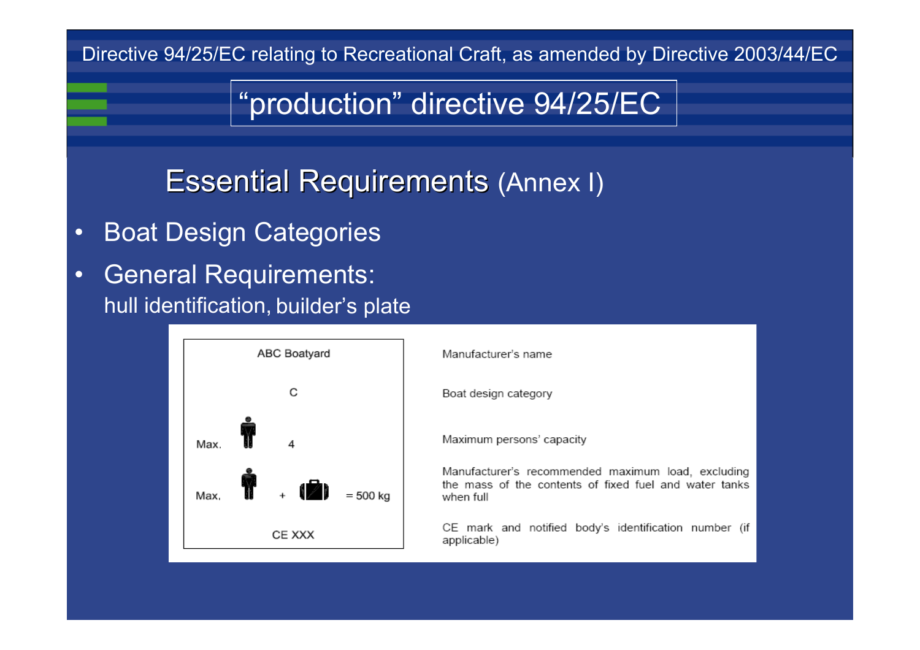Directive 94/25/EC relating to Recreational Craft, as amended by Directive 2003/44/EC

# “production” directive 94/25/EC

## Essential Requirements (Annex I)

- Boat Design Categories
- General Requirements:
  hull identification, builder’s plate

| Builder’s plate | Description |
| --- | --- |
| ABC Boatyard | Manufacturer’s name |
| C | Boat design category |
| Max. 4 | Maximum persons’ capacity |
| Max. + = 500 kg | Manufacturer’s recommended maximum load, excluding the mass of the contents of fixed fuel and water tanks when full |
| CE XXX | CE mark and notified body’s identification number (if applicable) |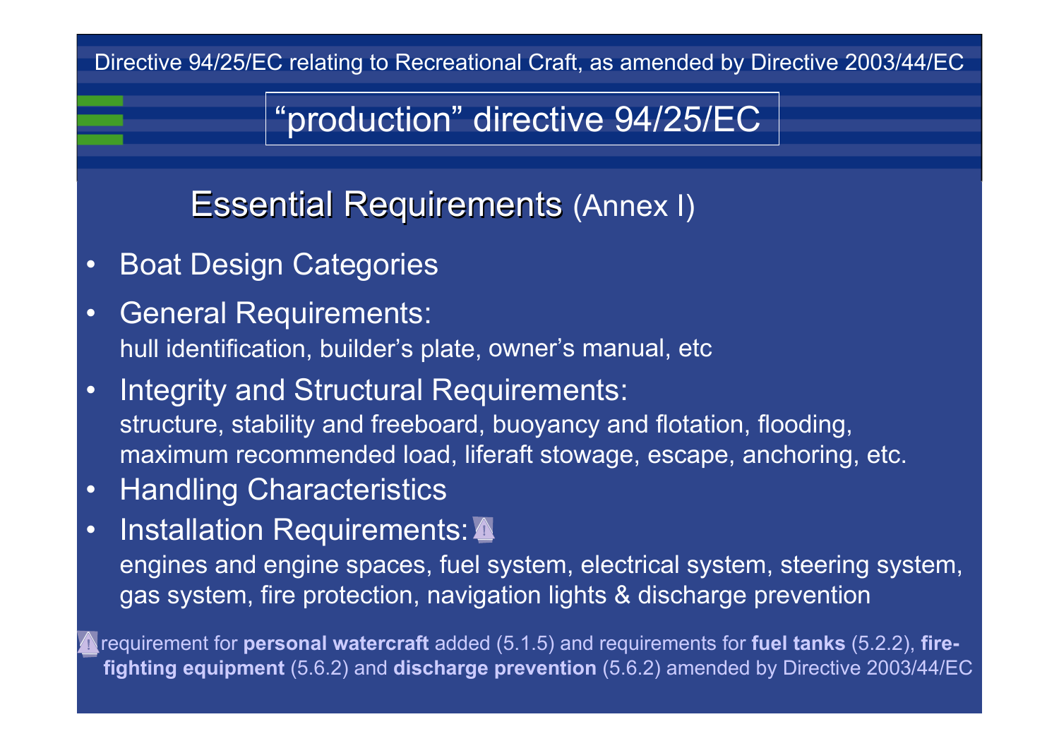Directive 94/25/EC relating to Recreational Craft, as amended by Directive 2003/44/EC

# "production" directive 94/25/EC

## Essential Requirements (Annex I)

- Boat Design Categories
- General Requirements:
  hull identification, builder's plate, owner's manual, etc
- Integrity and Structural Requirements:
  structure, stability and freeboard, buoyancy and flotation, flooding, maximum recommended load, liferaft stowage, escape, anchoring, etc.
- Handling Characteristics
- Installation Requirements: ⚠
  engines and engine spaces, fuel system, electrical system, steering system, gas system, fire protection, navigation lights & discharge prevention

⚠ requirement for **personal watercraft** added (5.1.5) and requirements for **fuel tanks** (5.2.2), **fire-fighting equipment** (5.6.2) and **discharge prevention** (5.6.2) amended by Directive 2003/44/EC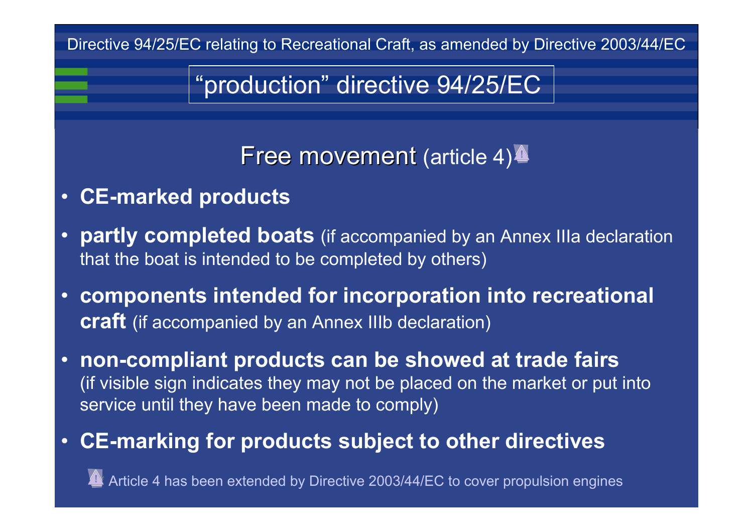Directive 94/25/EC relating to Recreational Craft, as amended by Directive 2003/44/EC

# "production" directive 94/25/EC

## Free movement (article 4)

- **CE-marked products**
- **partly completed boats** (if accompanied by an Annex IIIa declaration that the boat is intended to be completed by others)
- **components intended for incorporation into recreational craft** (if accompanied by an Annex IIIb declaration)
- **non-compliant products can be showed at trade fairs** (if visible sign indicates they may not be placed on the market or put into service until they have been made to comply)
- **CE-marking for products subject to other directives**

Article 4 has been extended by Directive 2003/44/EC to cover propulsion engines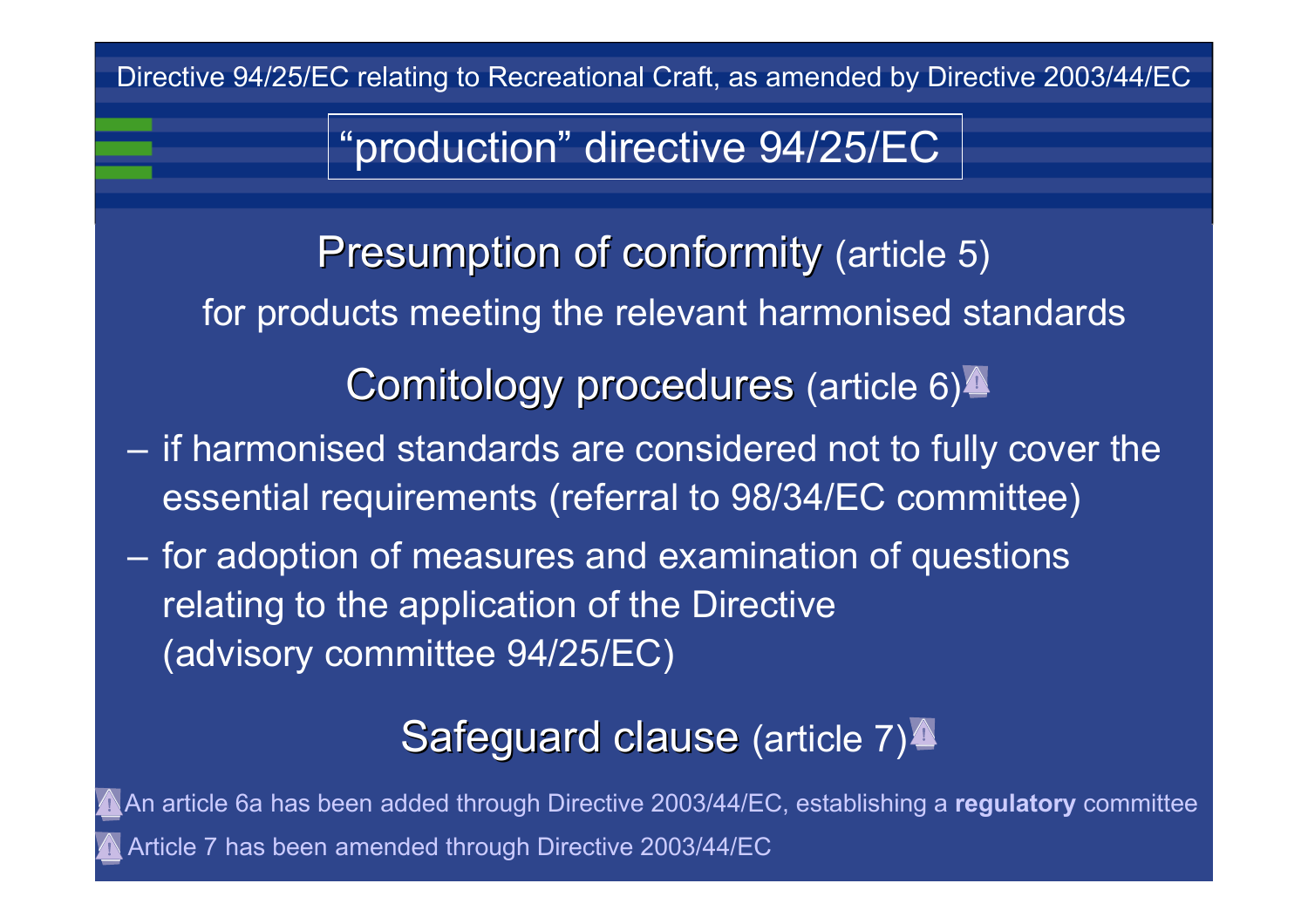Directive 94/25/EC relating to Recreational Craft, as amended by Directive 2003/44/EC

# "production" directive 94/25/EC

## Presumption of conformity (article 5)

for products meeting the relevant harmonised standards

## Comitology procedures (article 6)⚠

- if harmonised standards are considered not to fully cover the essential requirements (referral to 98/34/EC committee)
- for adoption of measures and examination of questions relating to the application of the Directive (advisory committee 94/25/EC)

## Safeguard clause (article 7)⚠

⚠ An article 6a has been added through Directive 2003/44/EC, establishing a **regulatory** committee

⚠ Article 7 has been amended through Directive 2003/44/EC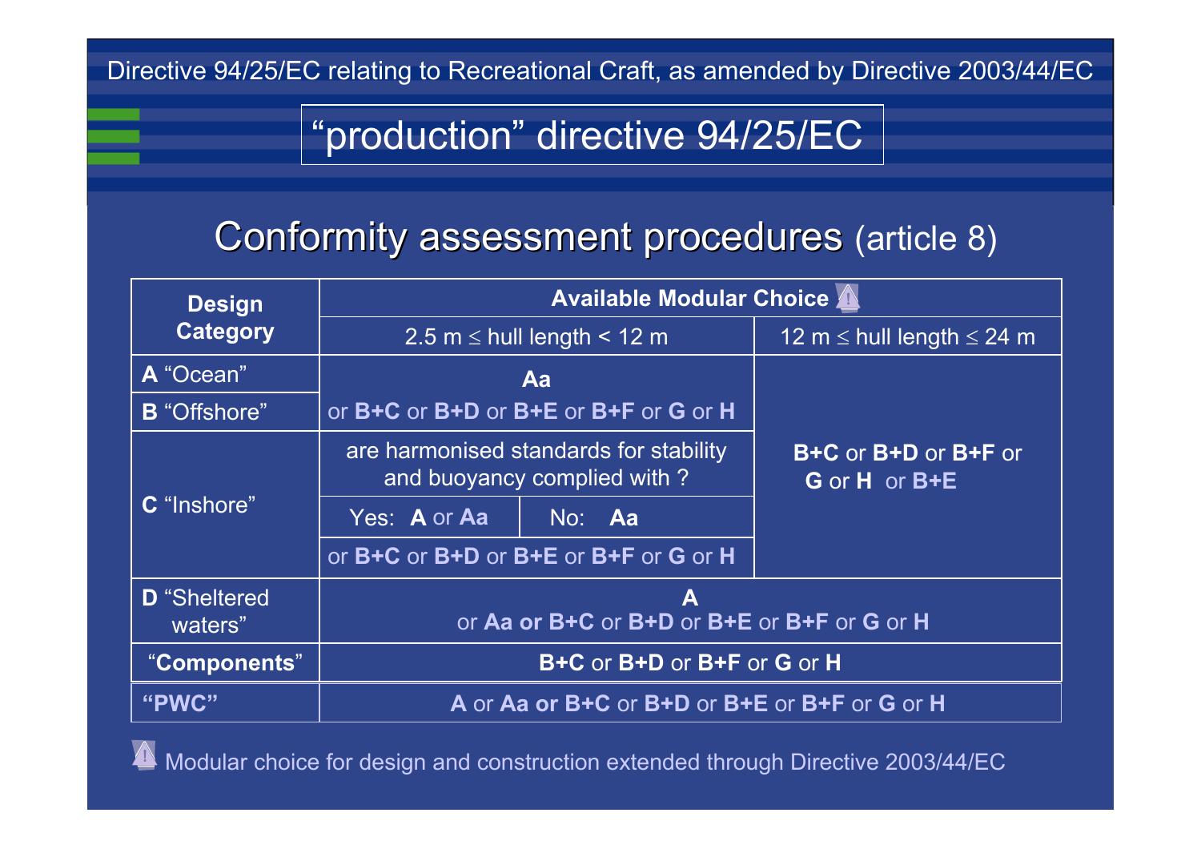Directive 94/25/EC relating to Recreational Craft, as amended by Directive 2003/44/EC

# "production" directive 94/25/EC

## Conformity assessment procedures (article 8)

| Design Category | Available Modular Choice ⚠ | | |
|---|---|---|---|
| | 2.5 m ≤ hull length < 12 m | | 12 m ≤ hull length ≤ 24 m |
| **A** "Ocean" | **Aa** or **B+C** or **B+D** or **B+E** or **B+F** or **G** or **H** | | **B+C** or **B+D** or **B+F** or **G** or **H** or **B+E** |
| **B** "Offshore" | | | |
| **C** "Inshore" | are harmonised standards for stability and buoyancy complied with ? | | |
| | Yes: **A** or **Aa** | No: **Aa** | |
| | or **B+C** or **B+D** or **B+E** or **B+F** or **G** or **H** | | |
| **D** "Sheltered waters" | **A** or **Aa or B+C** or **B+D** or **B+E** or **B+F** or **G** or **H** | | |
| "**Components**" | **B+C** or **B+D** or **B+F** or **G** or **H** | | |
| **"PWC"** | **A** or **Aa or B+C** or **B+D** or **B+E** or **B+F** or **G** or **H** | | |

⚠ Modular choice for design and construction extended through Directive 2003/44/EC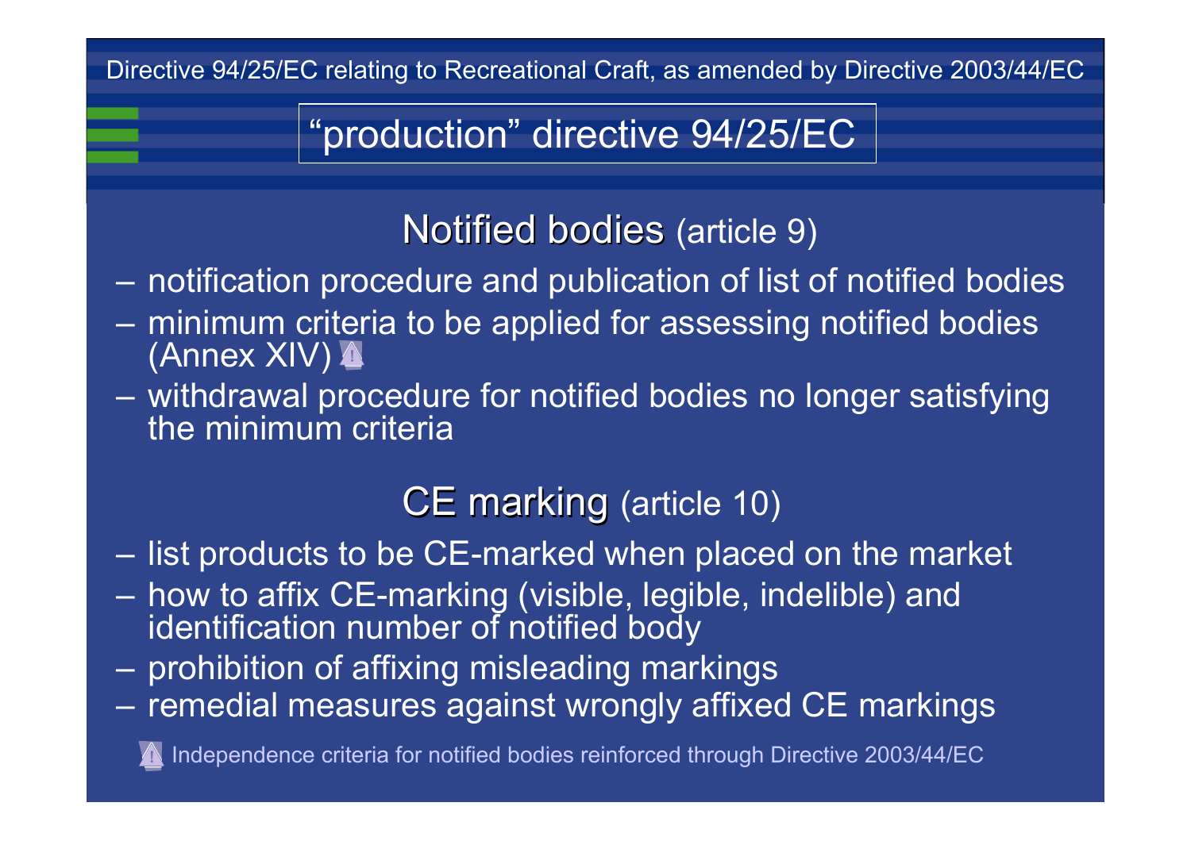## "production" directive 94/25/EC

### Notified bodies (article 9)

- notification procedure and publication of list of notified bodies
- minimum criteria to be applied for assessing notified bodies (Annex XIV) ⚠
- withdrawal procedure for notified bodies no longer satisfying the minimum criteria

### CE marking (article 10)

- list products to be CE-marked when placed on the market
- how to affix CE-marking (visible, legible, indelible) and identification number of notified body
- prohibition of affixing misleading markings
- remedial measures against wrongly affixed CE markings

⚠ Independence criteria for notified bodies reinforced through Directive 2003/44/EC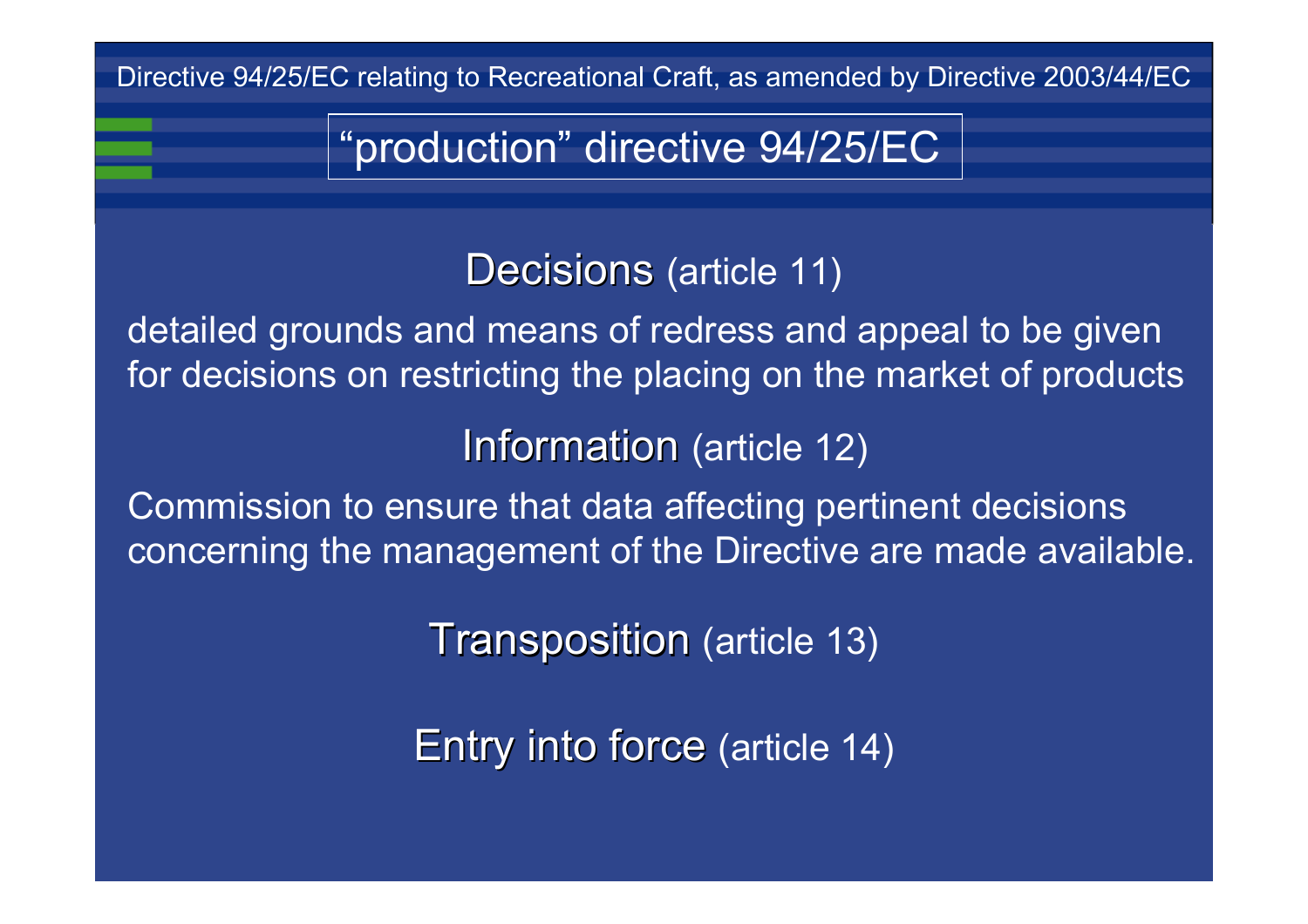Directive 94/25/EC relating to Recreational Craft, as amended by Directive 2003/44/EC

# "production" directive 94/25/EC

## Decisions (article 11)

detailed grounds and means of redress and appeal to be given for decisions on restricting the placing on the market of products

## Information (article 12)

Commission to ensure that data affecting pertinent decisions concerning the management of the Directive are made available.

## Transposition (article 13)

## Entry into force (article 14)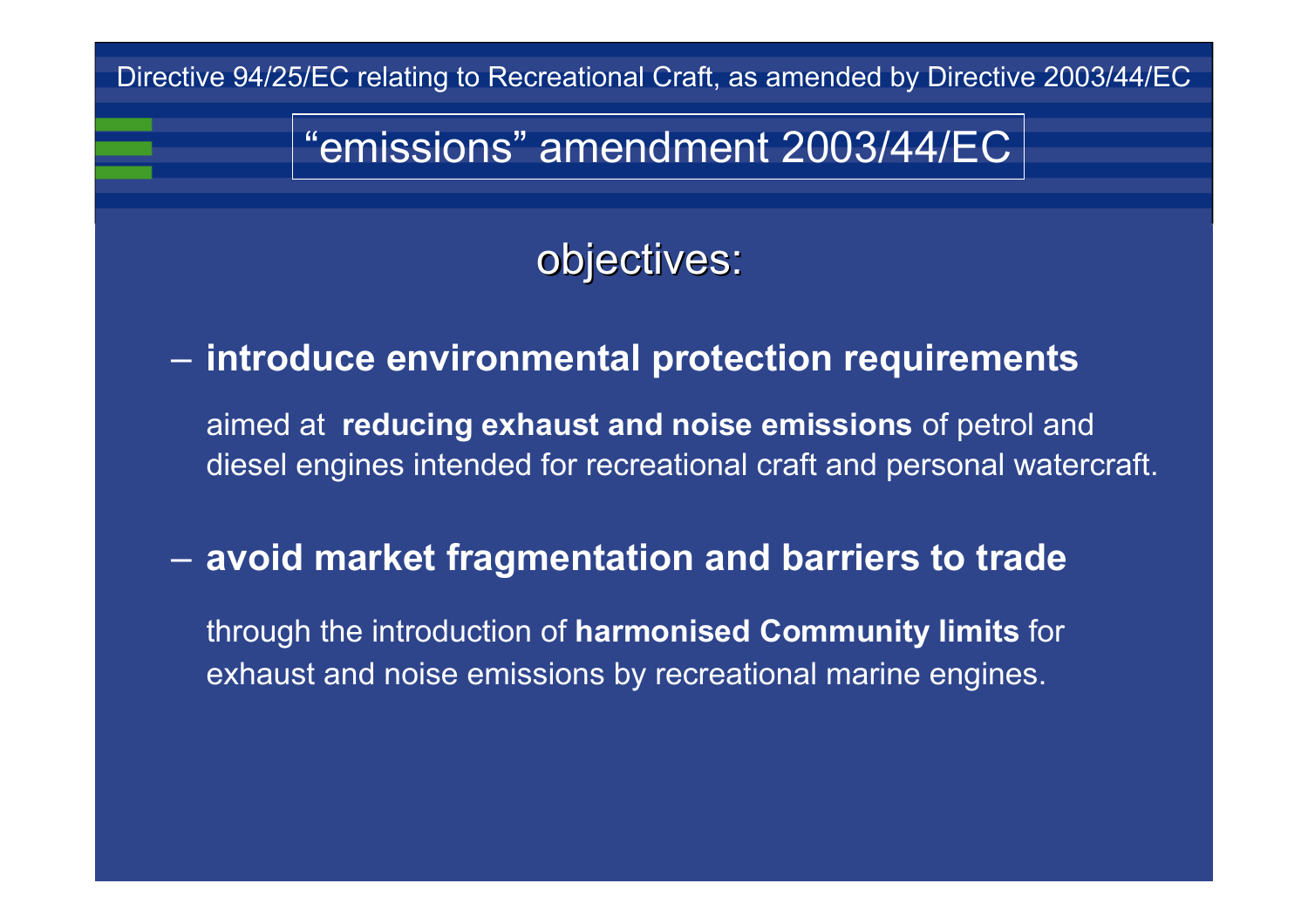Directive 94/25/EC relating to Recreational Craft, as amended by Directive 2003/44/EC

# “emissions” amendment 2003/44/EC

## objectives:

- **introduce environmental protection requirements**

  aimed at **reducing exhaust and noise emissions** of petrol and diesel engines intended for recreational craft and personal watercraft.

- **avoid market fragmentation and barriers to trade**

  through the introduction of **harmonised Community limits** for exhaust and noise emissions by recreational marine engines.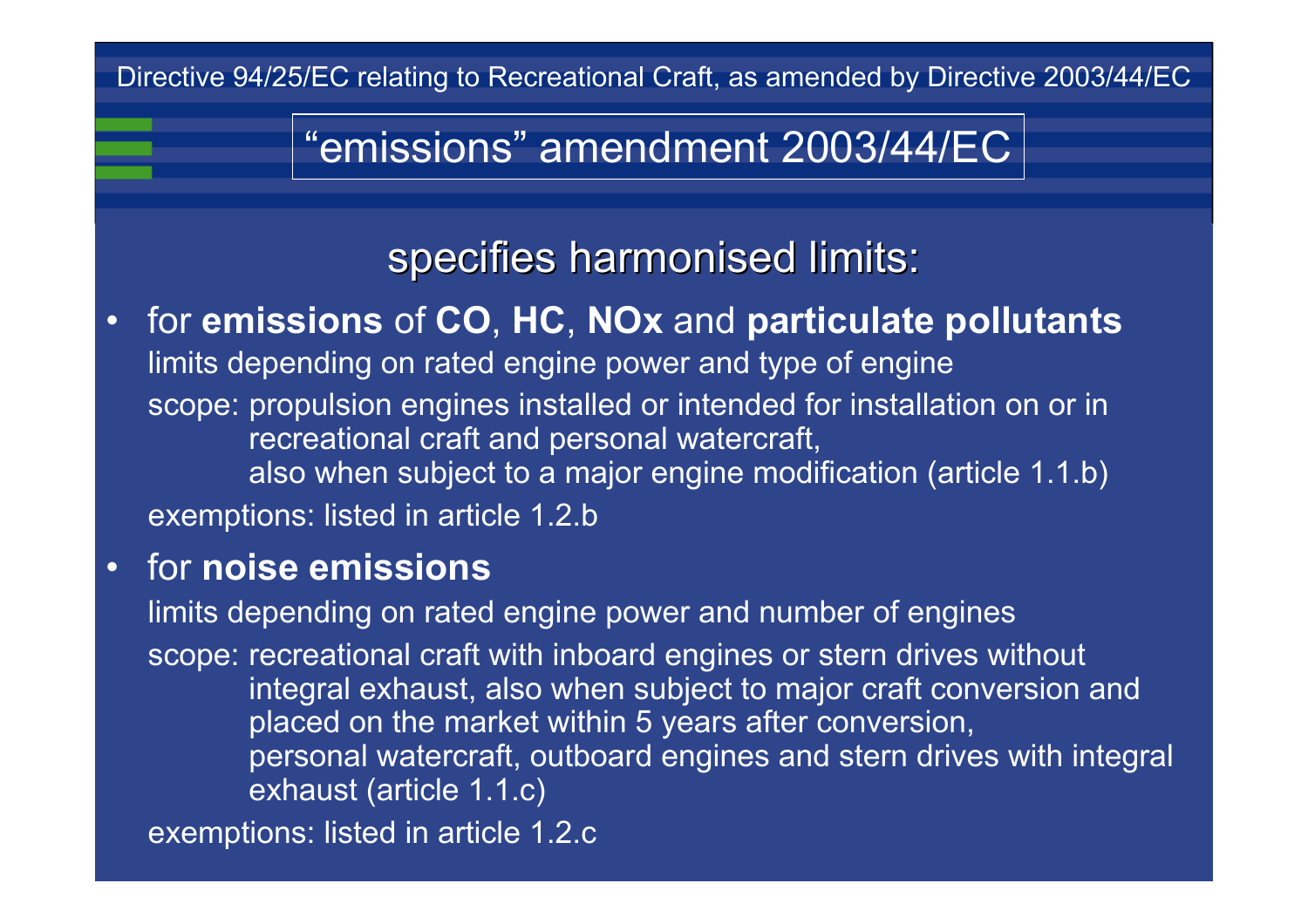Directive 94/25/EC relating to Recreational Craft, as amended by Directive 2003/44/EC

# "emissions" amendment 2003/44/EC

## specifies harmonised limits:

- for **emissions** of **CO**, **HC**, **NOx** and **particulate pollutants**

  limits depending on rated engine power and type of engine

  scope: propulsion engines installed or intended for installation on or in recreational craft and personal watercraft,
  also when subject to a major engine modification (article 1.1.b)

  exemptions: listed in article 1.2.b

- for **noise emissions**

  limits depending on rated engine power and number of engines

  scope: recreational craft with inboard engines or stern drives without integral exhaust, also when subject to major craft conversion and placed on the market within 5 years after conversion,
  personal watercraft, outboard engines and stern drives with integral exhaust (article 1.1.c)

  exemptions: listed in article 1.2.c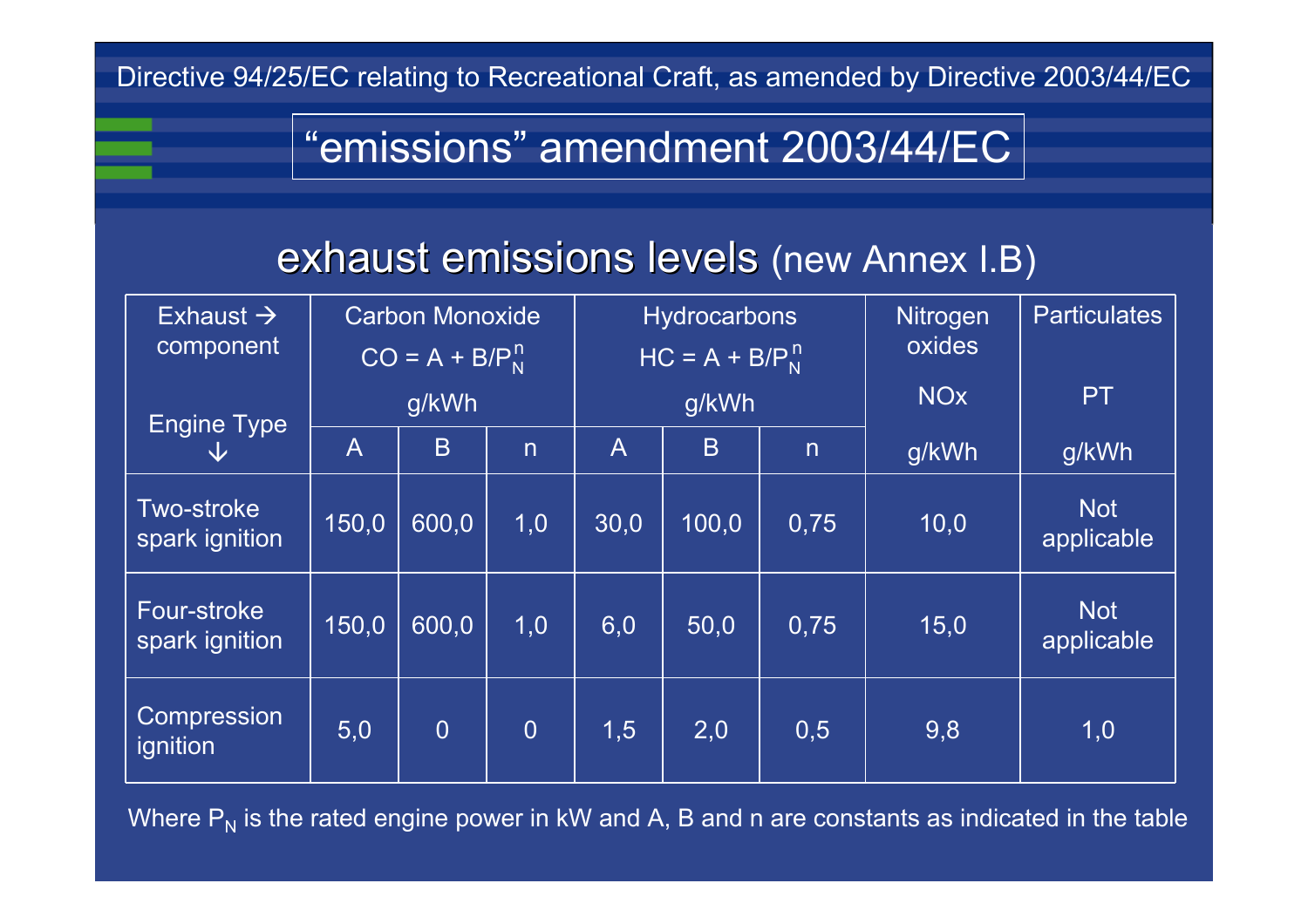Directive 94/25/EC relating to Recreational Craft, as amended by Directive 2003/44/EC

# “emissions” amendment 2003/44/EC

## exhaust emissions levels (new Annex I.B)

| Exhaust → component / Engine Type ↓ | Carbon Monoxide $CO = A + B/P_N^n$ g/kWh | | | Hydrocarbons $HC = A + B/P_N^n$ g/kWh | | | Nitrogen oxides NOx g/kWh | Particulates PT g/kWh |
|---|---|---|---|---|---|---|---|---|
| | A | B | n | A | B | n | | |
| Two-stroke spark ignition | 150,0 | 600,0 | 1,0 | 30,0 | 100,0 | 0,75 | 10,0 | Not applicable |
| Four-stroke spark ignition | 150,0 | 600,0 | 1,0 | 6,0 | 50,0 | 0,75 | 15,0 | Not applicable |
| Compression ignition | 5,0 | 0 | 0 | 1,5 | 2,0 | 0,5 | 9,8 | 1,0 |

Where $P_N$ is the rated engine power in kW and A, B and n are constants as indicated in the table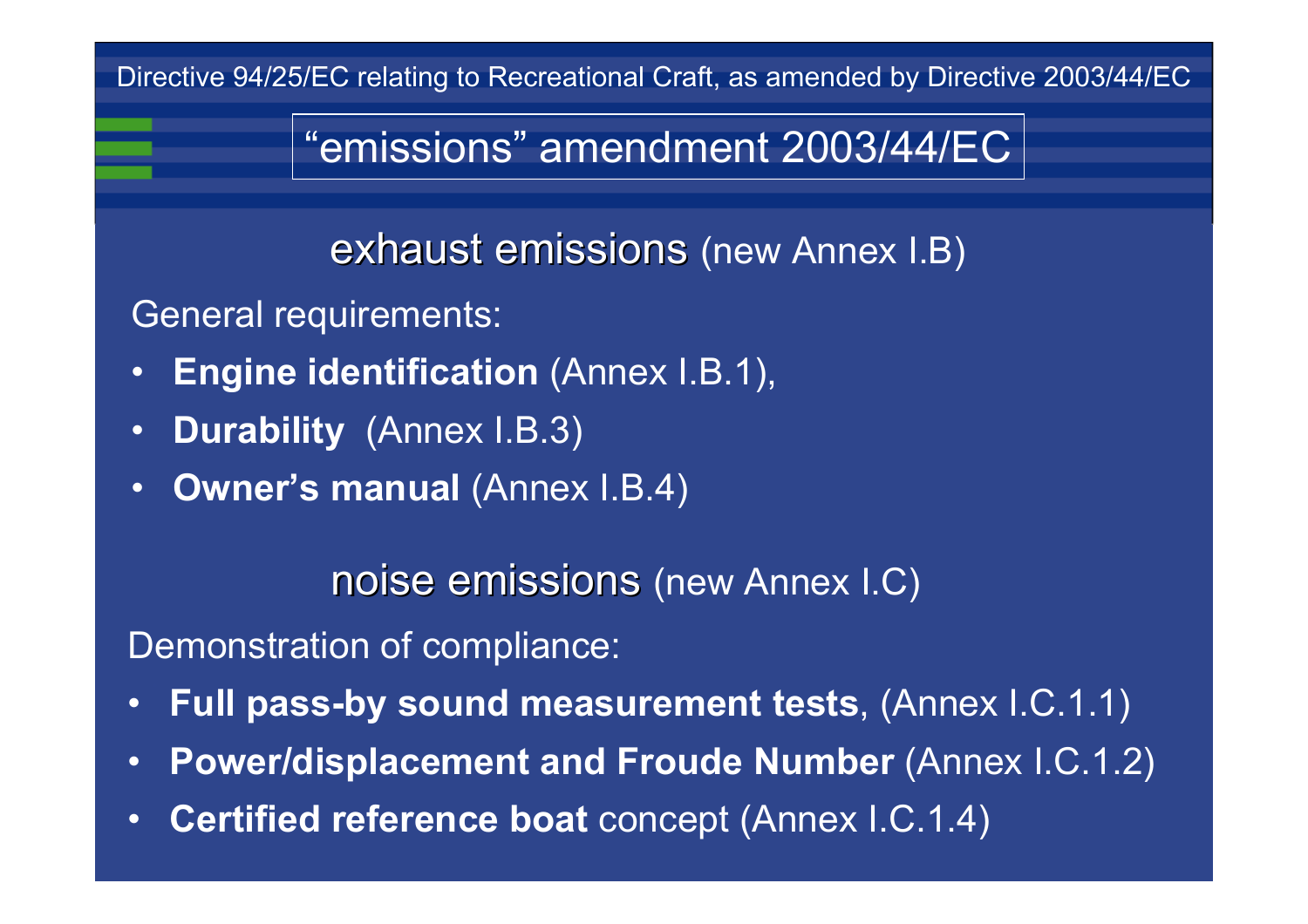Directive 94/25/EC relating to Recreational Craft, as amended by Directive 2003/44/EC

# "emissions" amendment 2003/44/EC

## exhaust emissions (new Annex I.B)

General requirements:

- **Engine identification** (Annex I.B.1),
- **Durability** (Annex I.B.3)
- **Owner's manual** (Annex I.B.4)

## noise emissions (new Annex I.C)

Demonstration of compliance:

- **Full pass-by sound measurement tests**, (Annex I.C.1.1)
- **Power/displacement and Froude Number** (Annex I.C.1.2)
- **Certified reference boat** concept (Annex I.C.1.4)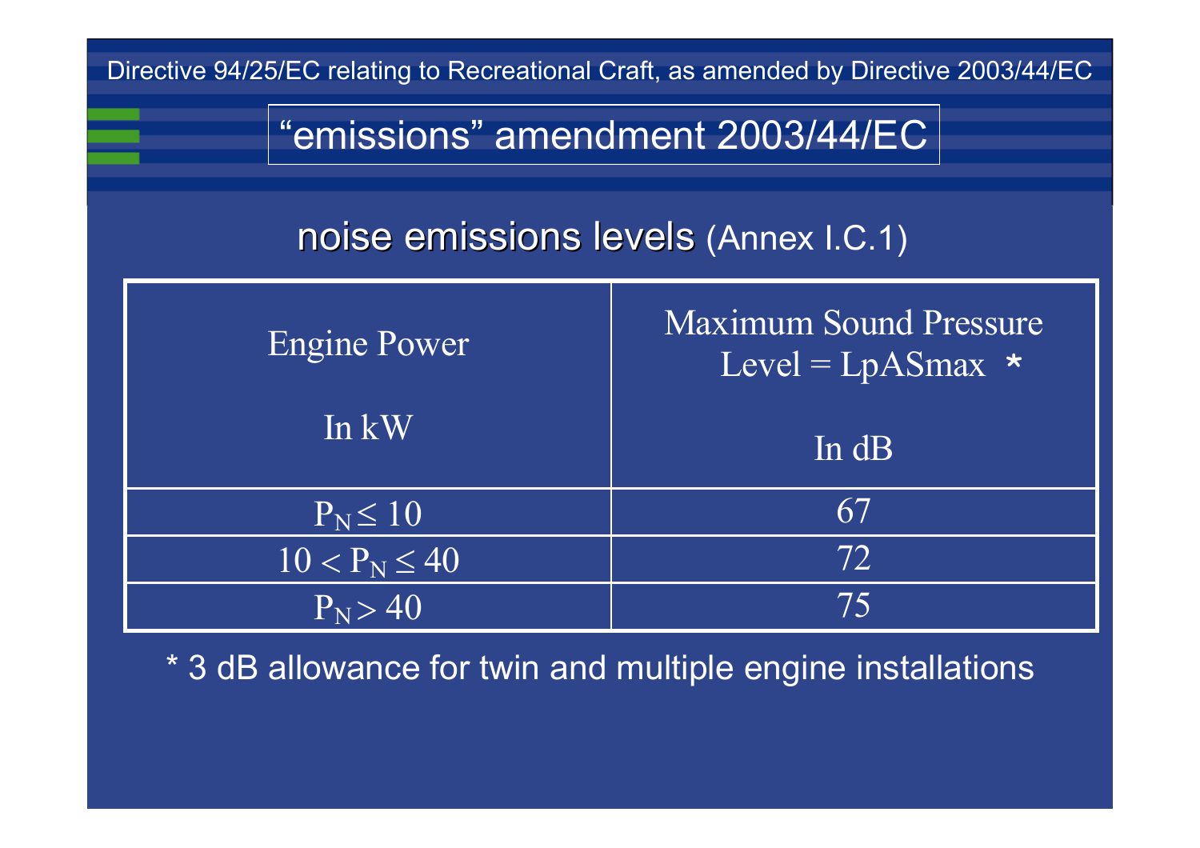Directive 94/25/EC relating to Recreational Craft, as amended by Directive 2003/44/EC

# “emissions” amendment 2003/44/EC

## noise emissions levels (Annex I.C.1)

| Engine Power<br><br>In kW | Maximum Sound Pressure Level = LpASmax *<br><br>In dB |
|---|---|
| $P_N \leq 10$ | 67 |
| $10 < P_N \leq 40$ | 72 |
| $P_N > 40$ | 75 |

* 3 dB allowance for twin and multiple engine installations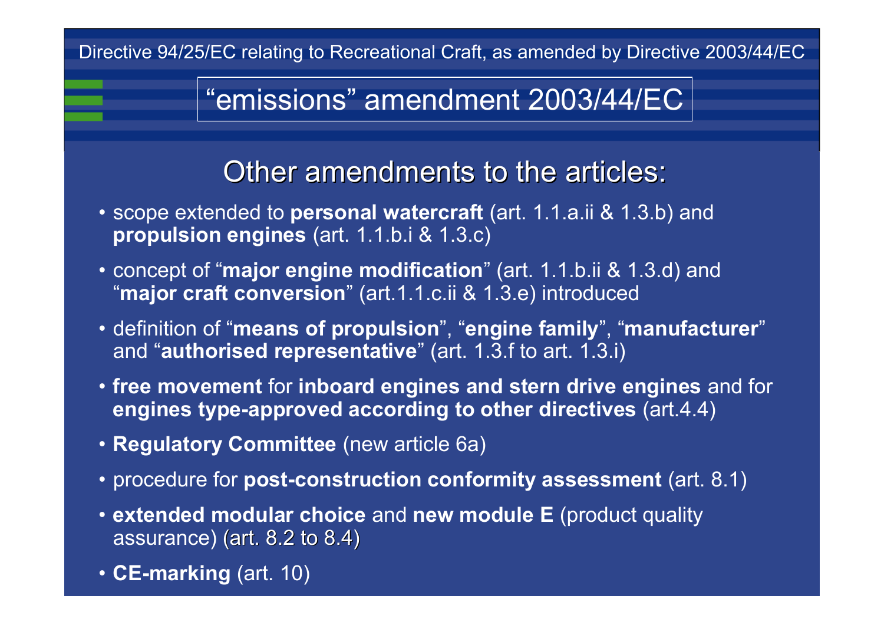Directive 94/25/EC relating to Recreational Craft, as amended by Directive 2003/44/EC

# "emissions" amendment 2003/44/EC

## Other amendments to the articles:

- scope extended to **personal watercraft** (art. 1.1.a.ii & 1.3.b) and **propulsion engines** (art. 1.1.b.i & 1.3.c)
- concept of "**major engine modification**" (art. 1.1.b.ii & 1.3.d) and "**major craft conversion**" (art.1.1.c.ii & 1.3.e) introduced
- definition of "**means of propulsion**", "**engine family**", "**manufacturer**" and "**authorised representative**" (art. 1.3.f to art. 1.3.i)
- **free movement** for **inboard engines and stern drive engines** and for **engines type-approved according to other directives** (art.4.4)
- **Regulatory Committee** (new article 6a)
- procedure for **post-construction conformity assessment** (art. 8.1)
- **extended modular choice** and **new module E** (product quality assurance) (art. 8.2 to 8.4)
- **CE-marking** (art. 10)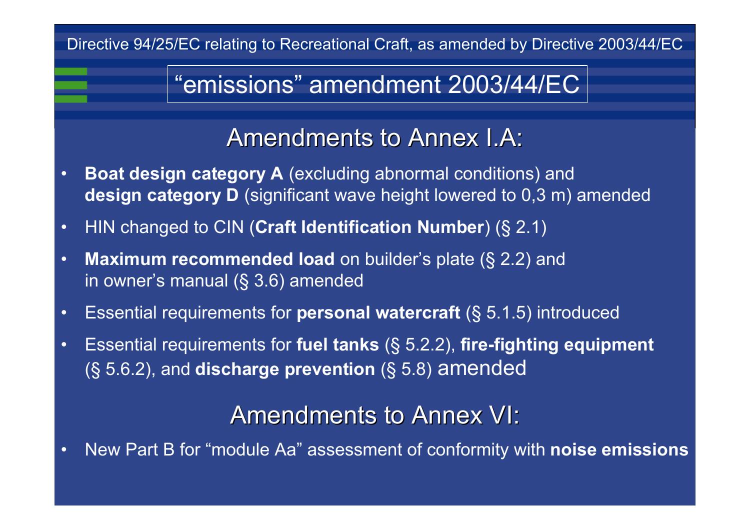Directive 94/25/EC relating to Recreational Craft, as amended by Directive 2003/44/EC

# “emissions” amendment 2003/44/EC

## Amendments to Annex I.A:

- **Boat design category A** (excluding abnormal conditions) and **design category D** (significant wave height lowered to 0,3 m) amended
- HIN changed to CIN (**Craft Identification Number**) (§ 2.1)
- **Maximum recommended load** on builder’s plate (§ 2.2) and in owner’s manual (§ 3.6) amended
- Essential requirements for **personal watercraft** (§ 5.1.5) introduced
- Essential requirements for **fuel tanks** (§ 5.2.2), **fire-fighting equipment** (§ 5.6.2), and **discharge prevention** (§ 5.8) amended

## Amendments to Annex VI:

- New Part B for “module Aa” assessment of conformity with **noise emissions**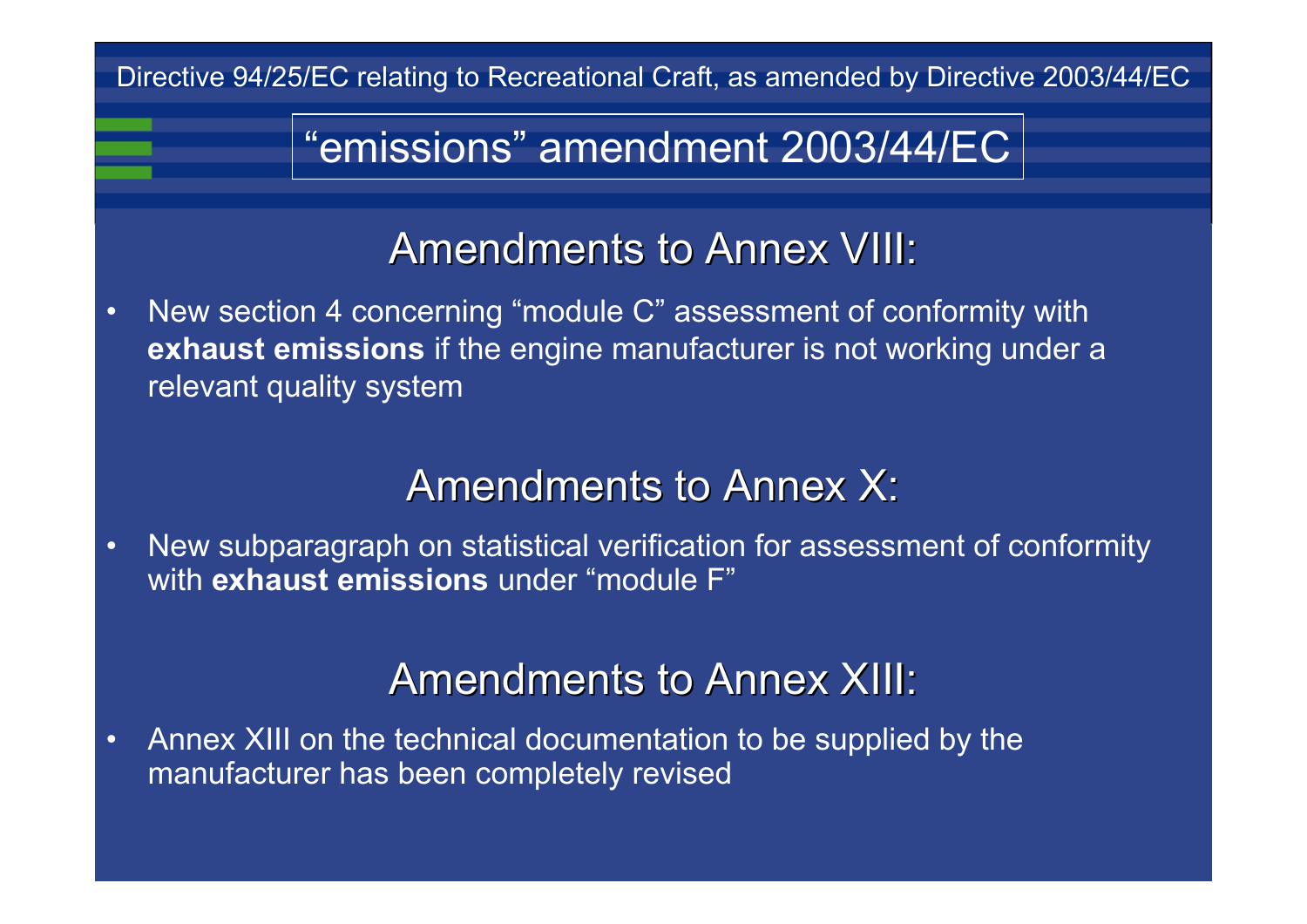Directive 94/25/EC relating to Recreational Craft, as amended by Directive 2003/44/EC

# “emissions” amendment 2003/44/EC

## Amendments to Annex VIII:

- New section 4 concerning “module C” assessment of conformity with **exhaust emissions** if the engine manufacturer is not working under a relevant quality system

## Amendments to Annex X:

- New subparagraph on statistical verification for assessment of conformity with **exhaust emissions** under “module F”

## Amendments to Annex XIII:

- Annex XIII on the technical documentation to be supplied by the manufacturer has been completely revised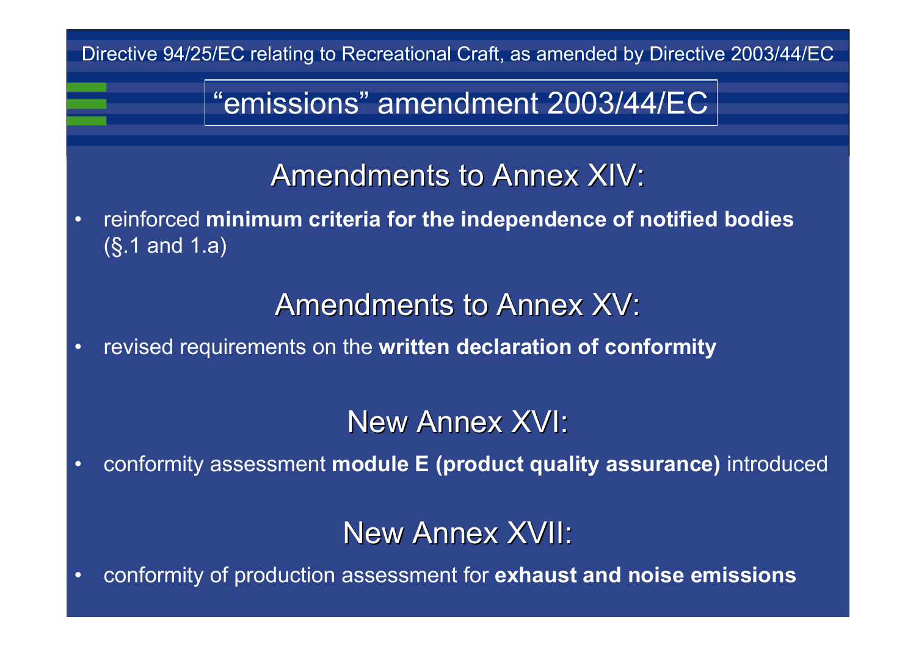Directive 94/25/EC relating to Recreational Craft, as amended by Directive 2003/44/EC

# “emissions” amendment 2003/44/EC

## Amendments to Annex XIV:

- reinforced **minimum criteria for the independence of notified bodies** (§.1 and 1.a)

## Amendments to Annex XV:

- revised requirements on the **written declaration of conformity**

## New Annex XVI:

- conformity assessment **module E (product quality assurance)** introduced

## New Annex XVII:

- conformity of production assessment for **exhaust and noise emissions**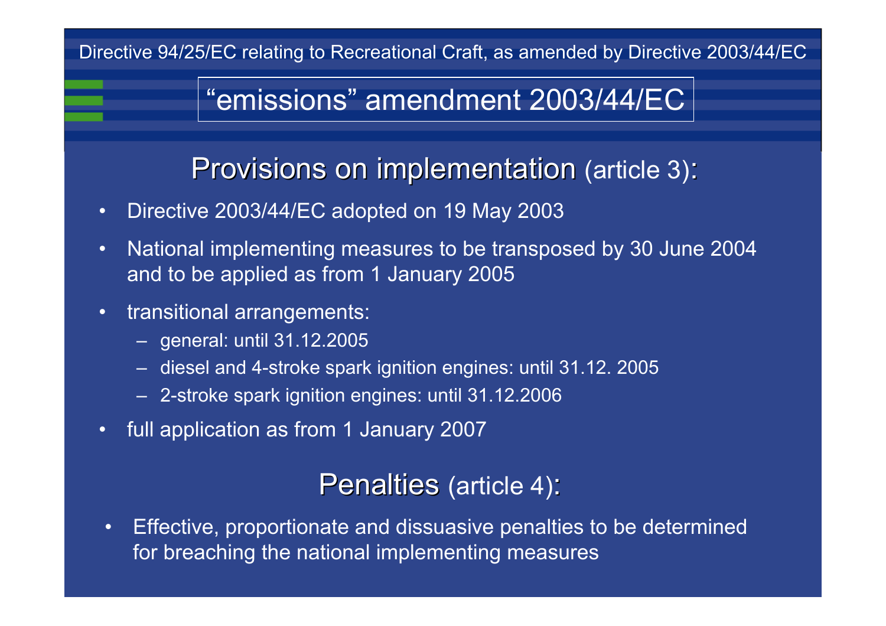Directive 94/25/EC relating to Recreational Craft, as amended by Directive 2003/44/EC

# “emissions” amendment 2003/44/EC

## Provisions on implementation (article 3):

- Directive 2003/44/EC adopted on 19 May 2003
- National implementing measures to be transposed by 30 June 2004 and to be applied as from 1 January 2005
- transitional arrangements:
  - general: until 31.12.2005
  - diesel and 4-stroke spark ignition engines: until 31.12. 2005
  - 2-stroke spark ignition engines: until 31.12.2006
- full application as from 1 January 2007

## Penalties (article 4):

- Effective, proportionate and dissuasive penalties to be determined for breaching the national implementing measures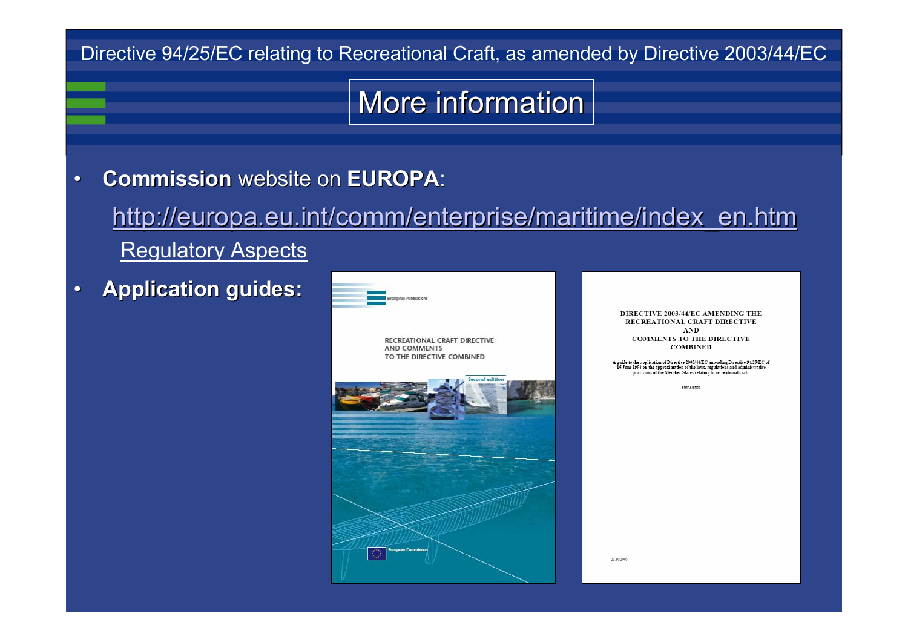Directive 94/25/EC relating to Recreational Craft, as amended by Directive 2003/44/EC

# More information

- **Commission** website on **EUROPA**:

  http://europa.eu.int/comm/enterprise/maritime/index_en.htm

  Regulatory Aspects

- **Application guides:**

Enterprise Publications

RECREATIONAL CRAFT DIRECTIVE AND COMMENTS TO THE DIRECTIVE COMBINED

Second edition

European Commission

DIRECTIVE 2003/44/EC AMENDING THE RECREATIONAL CRAFT DIRECTIVE AND COMMENTS TO THE DIRECTIVE COMBINED

A guide to the application of Directive 2003/44/EC amending Directive 94/25/EC of 16 June 1994 on the approximation of the laws, regulations and administrative provisions of the Member States relating to recreational craft.

First Edition

21.10.2005